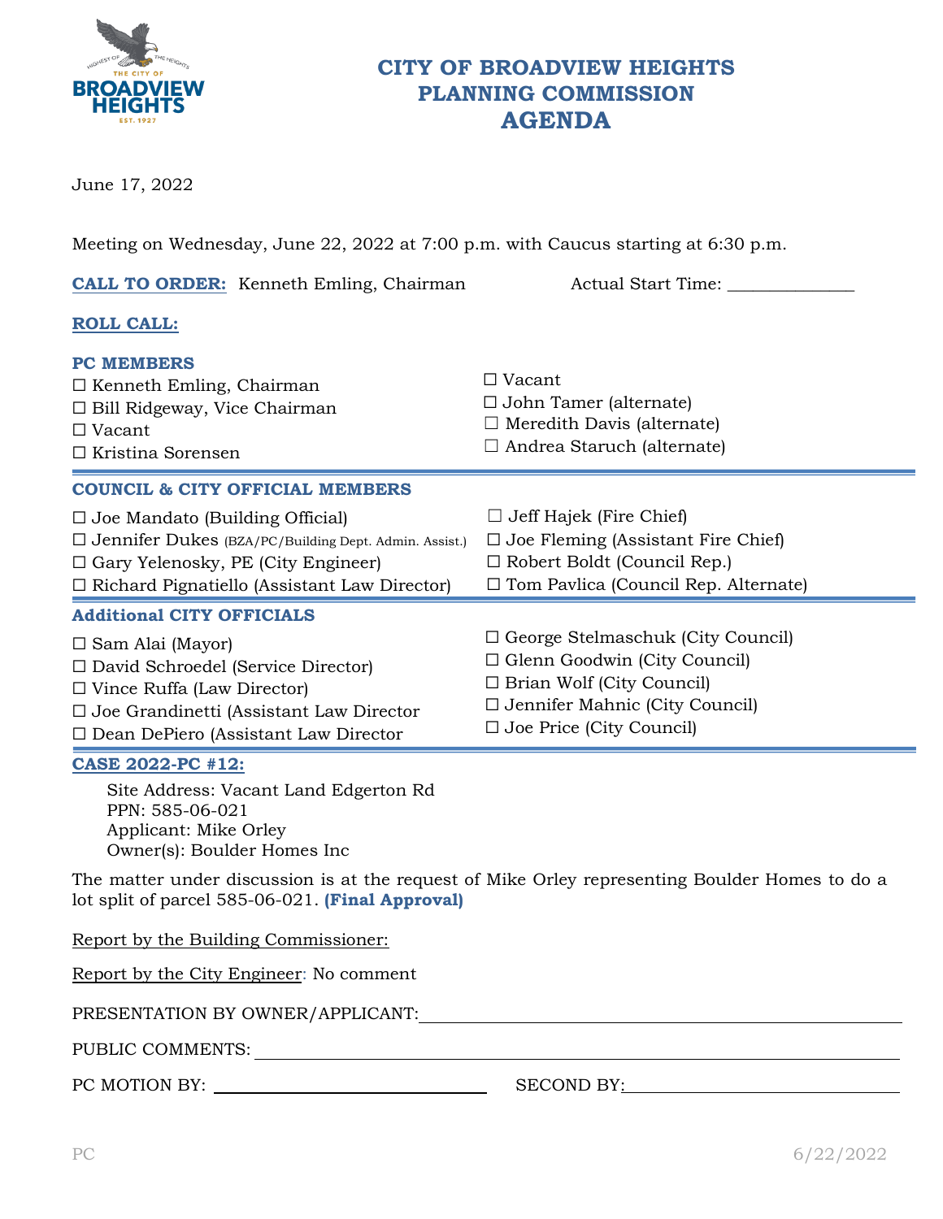# CITY OF BROADVIEW HEIGHTS
## PLANNING COMMISSION
## AGENDA

June 17, 2022

Meeting on Wednesday, June 22, 2022 at 7:00 p.m. with Caucus starting at 6:30 p.m.

**CALL TO ORDER:** Kenneth Emling, Chairman Actual Start Time: ______________

**ROLL CALL:**

**PC MEMBERS**

☐ Kenneth Emling, Chairman
☐ Bill Ridgeway, Vice Chairman
☐ Vacant
☐ Kristina Sorensen
☐ Vacant
☐ John Tamer (alternate)
☐ Meredith Davis (alternate)
☐ Andrea Staruch (alternate)

**COUNCIL & CITY OFFICIAL MEMBERS**

☐ Joe Mandato (Building Official)
☐ Jennifer Dukes (BZA/PC/Building Dept. Admin. Assist.)
☐ Gary Yelenosky, PE (City Engineer)
☐ Richard Pignatiello (Assistant Law Director)
☐ Jeff Hajek (Fire Chief)
☐ Joe Fleming (Assistant Fire Chief)
☐ Robert Boldt (Council Rep.)
☐ Tom Pavlica (Council Rep. Alternate)

**Additional CITY OFFICIALS**

☐ Sam Alai (Mayor)
☐ David Schroedel (Service Director)
☐ Vince Ruffa (Law Director)
☐ Joe Grandinetti (Assistant Law Director
☐ Dean DePiero (Assistant Law Director
☐ George Stelmaschuk (City Council)
☐ Glenn Goodwin (City Council)
☐ Brian Wolf (City Council)
☐ Jennifer Mahnic (City Council)
☐ Joe Price (City Council)

**CASE 2022-PC #12:**

Site Address: Vacant Land Edgerton Rd
PPN: 585-06-021
Applicant: Mike Orley
Owner(s): Boulder Homes Inc

The matter under discussion is at the request of Mike Orley representing Boulder Homes to do a lot split of parcel 585-06-021. **(Final Approval)**

Report by the Building Commissioner:

Report by the City Engineer: No comment

PRESENTATION BY OWNER/APPLICANT: ______________________________

PUBLIC COMMENTS: ______________________________

PC MOTION BY: ______________________ SECOND BY: ______________________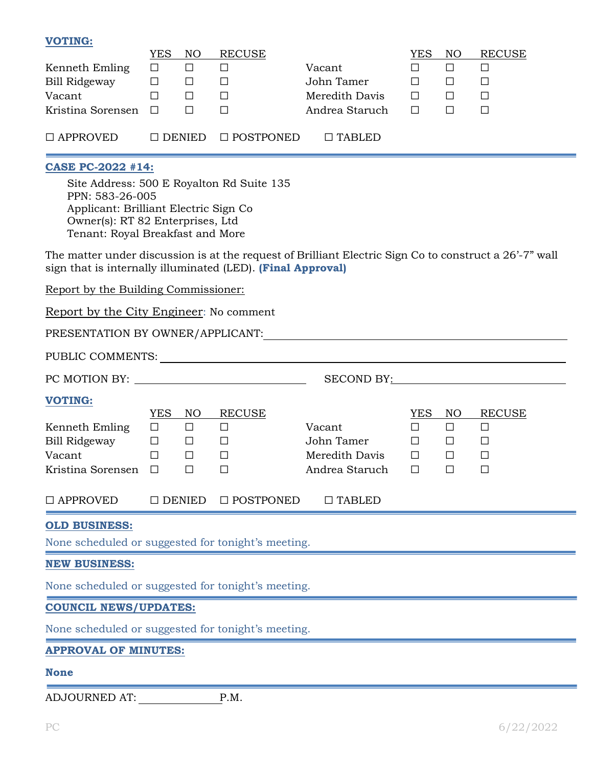**VOTING:**

| | YES | NO | RECUSE | | YES | NO | RECUSE |
|---|---|---|---|---|---|---|---|
| Kenneth Emling | ☐ | ☐ | ☐ | Vacant | ☐ | ☐ | ☐ |
| Bill Ridgeway | ☐ | ☐ | ☐ | John Tamer | ☐ | ☐ | ☐ |
| Vacant | ☐ | ☐ | ☐ | Meredith Davis | ☐ | ☐ | ☐ |
| Kristina Sorensen | ☐ | ☐ | ☐ | Andrea Staruch | ☐ | ☐ | ☐ |

☐ APPROVED ☐ DENIED ☐ POSTPONED ☐ TABLED

---

**CASE PC-2022 #14:**

Site Address: 500 E Royalton Rd Suite 135
PPN: 583-26-005
Applicant: Brilliant Electric Sign Co
Owner(s): RT 82 Enterprises, Ltd
Tenant: Royal Breakfast and More

The matter under discussion is at the request of Brilliant Electric Sign Co to construct a 26'-7" wall sign that is internally illuminated (LED). **(Final Approval)**

Report by the Building Commissioner:

Report by the City Engineer: No comment

PRESENTATION BY OWNER/APPLICANT:\_\_\_\_\_\_\_\_\_\_\_\_\_\_\_\_\_\_\_\_\_\_\_\_\_\_\_\_\_\_\_\_\_\_\_\_\_\_\_\_

PUBLIC COMMENTS: \_\_\_\_\_\_\_\_\_\_\_\_\_\_\_\_\_\_\_\_\_\_\_\_\_\_\_\_\_\_\_\_\_\_\_\_\_\_\_\_\_\_\_\_\_\_\_\_\_\_

PC MOTION BY: \_\_\_\_\_\_\_\_\_\_\_\_\_\_\_\_\_\_\_\_\_\_\_\_\_\_ SECOND BY:\_\_\_\_\_\_\_\_\_\_\_\_\_\_\_\_\_\_\_\_\_\_\_\_\_\_

**VOTING:**

| | YES | NO | RECUSE | | YES | NO | RECUSE |
|---|---|---|---|---|---|---|---|
| Kenneth Emling | ☐ | ☐ | ☐ | Vacant | ☐ | ☐ | ☐ |
| Bill Ridgeway | ☐ | ☐ | ☐ | John Tamer | ☐ | ☐ | ☐ |
| Vacant | ☐ | ☐ | ☐ | Meredith Davis | ☐ | ☐ | ☐ |
| Kristina Sorensen | ☐ | ☐ | ☐ | Andrea Staruch | ☐ | ☐ | ☐ |

☐ APPROVED ☐ DENIED ☐ POSTPONED ☐ TABLED

---

**OLD BUSINESS:**

None scheduled or suggested for tonight's meeting.

---

**NEW BUSINESS:**

None scheduled or suggested for tonight's meeting.

---

**COUNCIL NEWS/UPDATES:**

None scheduled or suggested for tonight's meeting.

---

**APPROVAL OF MINUTES:**

**None**

---

ADJOURNED AT: \_\_\_\_\_\_\_\_\_\_\_\_\_\_ P.M.